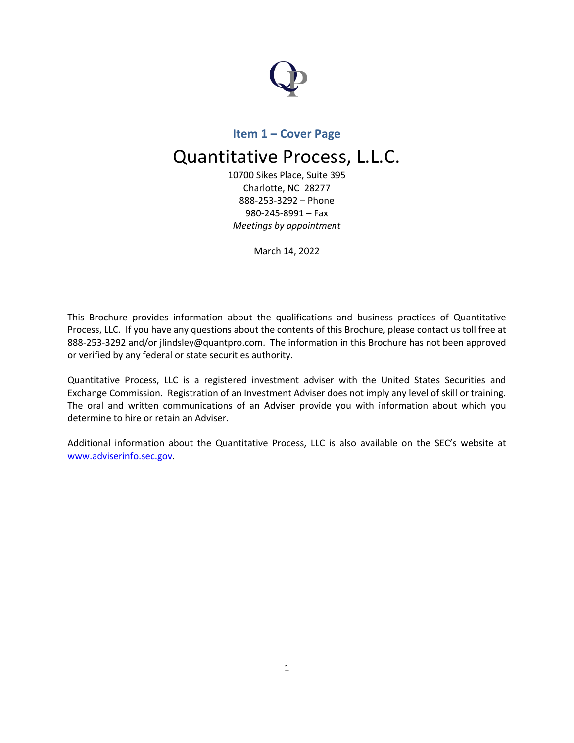## Item 1 – Cover Page

# Quantitative Process, L.L.C.

10700 Sikes Place, Suite 395
Charlotte, NC 28277
888-253-3292 – Phone
980-245-8991 – Fax
*Meetings by appointment*

March 14, 2022

This Brochure provides information about the qualifications and business practices of Quantitative Process, LLC. If you have any questions about the contents of this Brochure, please contact us toll free at 888-253-3292 and/or jlindsley@quantpro.com. The information in this Brochure has not been approved or verified by any federal or state securities authority.

Quantitative Process, LLC is a registered investment adviser with the United States Securities and Exchange Commission. Registration of an Investment Adviser does not imply any level of skill or training. The oral and written communications of an Adviser provide you with information about which you determine to hire or retain an Adviser.

Additional information about the Quantitative Process, LLC is also available on the SEC's website at www.adviserinfo.sec.gov.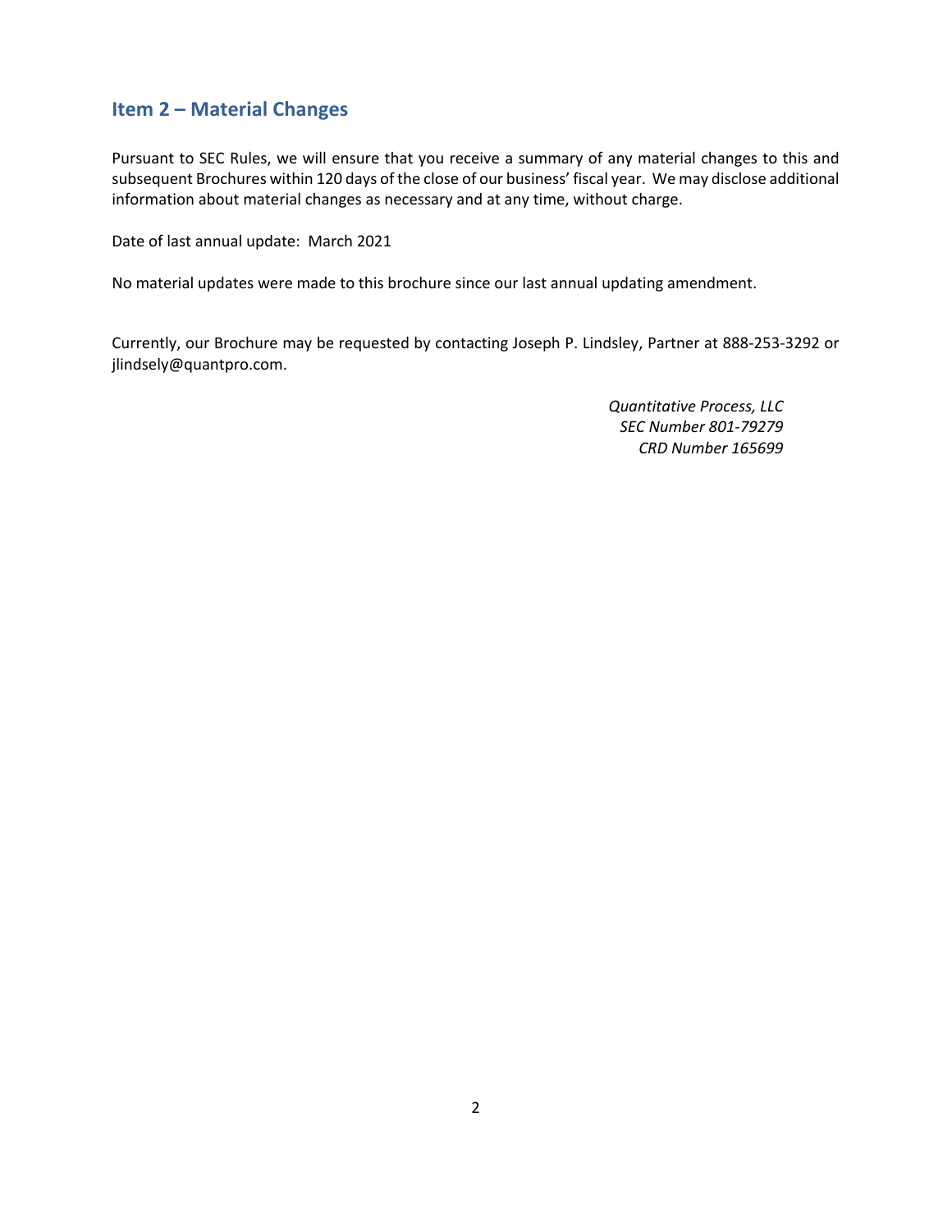## Item 2 – Material Changes

Pursuant to SEC Rules, we will ensure that you receive a summary of any material changes to this and subsequent Brochures within 120 days of the close of our business' fiscal year. We may disclose additional information about material changes as necessary and at any time, without charge.

Date of last annual update: March 2021

No material updates were made to this brochure since our last annual updating amendment.

Currently, our Brochure may be requested by contacting Joseph P. Lindsley, Partner at 888-253-3292 or jlindsely@quantpro.com.

*Quantitative Process, LLC*
*SEC Number 801-79279*
*CRD Number 165699*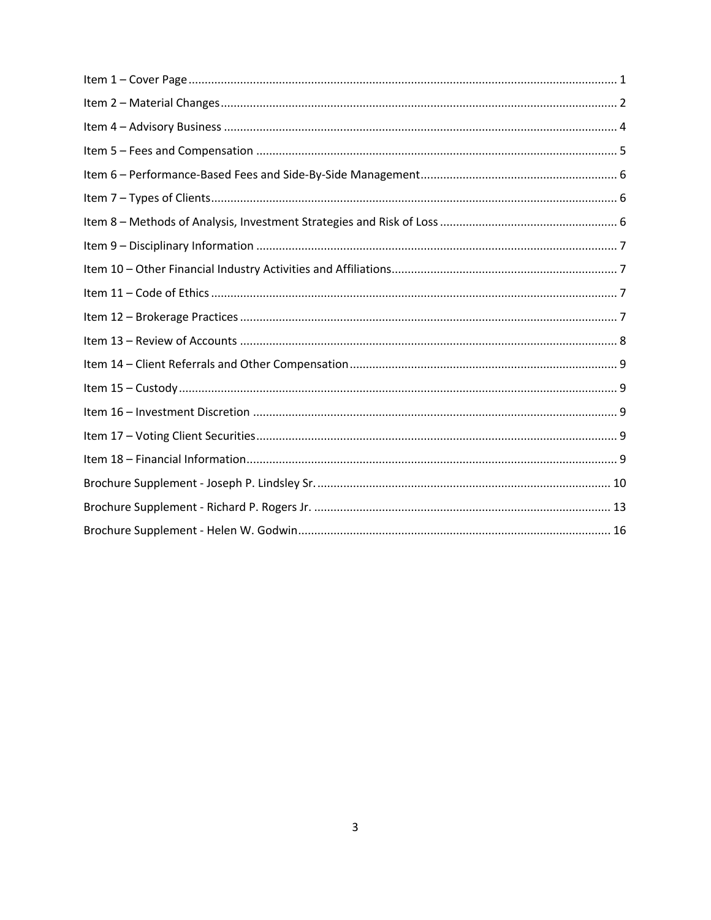Item 1 – Cover Page ........................................................................................................................ 1

Item 2 – Material Changes .............................................................................................................. 2

Item 4 – Advisory Business ............................................................................................................. 4

Item 5 – Fees and Compensation ................................................................................................... 5

Item 6 – Performance-Based Fees and Side-By-Side Management................................................ 6

Item 7 – Types of Clients ................................................................................................................. 6

Item 8 – Methods of Analysis, Investment Strategies and Risk of Loss ........................................... 6

Item 9 – Disciplinary Information ................................................................................................... 7

Item 10 – Other Financial Industry Activities and Affiliations ......................................................... 7

Item 11 – Code of Ethics ................................................................................................................. 7

Item 12 – Brokerage Practices ........................................................................................................ 7

Item 13 – Review of Accounts ........................................................................................................ 8

Item 14 – Client Referrals and Other Compensation ...................................................................... 9

Item 15 – Custody ........................................................................................................................... 9

Item 16 – Investment Discretion .................................................................................................... 9

Item 17 – Voting Client Securities ................................................................................................... 9

Item 18 – Financial Information ...................................................................................................... 9

Brochure Supplement - Joseph P. Lindsley Sr. .............................................................................. 10

Brochure Supplement - Richard P. Rogers Jr. ............................................................................... 13

Brochure Supplement - Helen W. Godwin .................................................................................... 16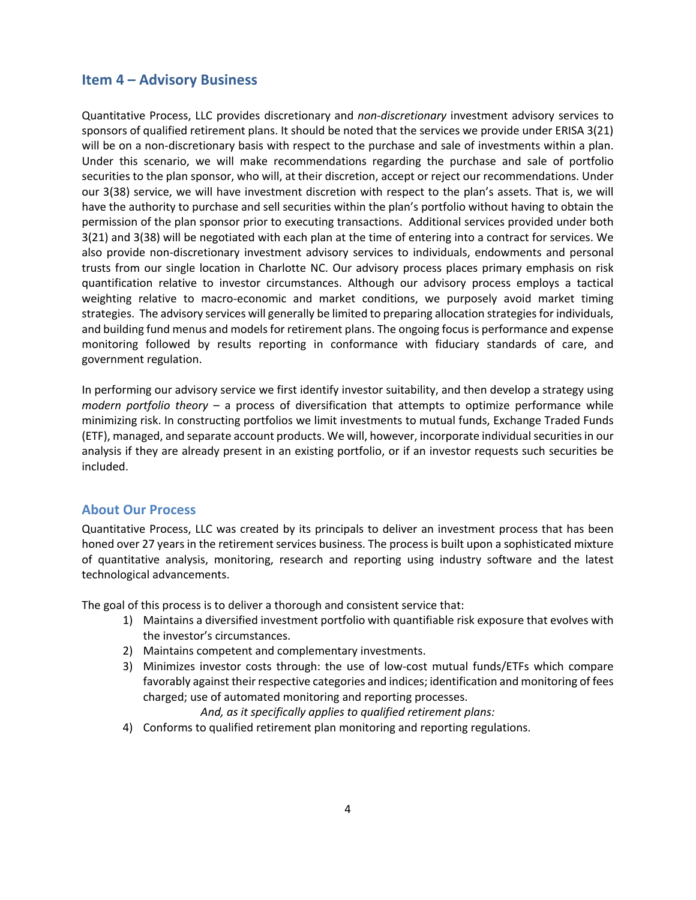## Item 4 – Advisory Business

Quantitative Process, LLC provides discretionary and *non-discretionary* investment advisory services to sponsors of qualified retirement plans. It should be noted that the services we provide under ERISA 3(21) will be on a non-discretionary basis with respect to the purchase and sale of investments within a plan. Under this scenario, we will make recommendations regarding the purchase and sale of portfolio securities to the plan sponsor, who will, at their discretion, accept or reject our recommendations. Under our 3(38) service, we will have investment discretion with respect to the plan's assets. That is, we will have the authority to purchase and sell securities within the plan's portfolio without having to obtain the permission of the plan sponsor prior to executing transactions. Additional services provided under both 3(21) and 3(38) will be negotiated with each plan at the time of entering into a contract for services. We also provide non-discretionary investment advisory services to individuals, endowments and personal trusts from our single location in Charlotte NC. Our advisory process places primary emphasis on risk quantification relative to investor circumstances. Although our advisory process employs a tactical weighting relative to macro-economic and market conditions, we purposely avoid market timing strategies. The advisory services will generally be limited to preparing allocation strategies for individuals, and building fund menus and models for retirement plans. The ongoing focus is performance and expense monitoring followed by results reporting in conformance with fiduciary standards of care, and government regulation.

In performing our advisory service we first identify investor suitability, and then develop a strategy using *modern portfolio theory* – a process of diversification that attempts to optimize performance while minimizing risk. In constructing portfolios we limit investments to mutual funds, Exchange Traded Funds (ETF), managed, and separate account products. We will, however, incorporate individual securities in our analysis if they are already present in an existing portfolio, or if an investor requests such securities be included.

### About Our Process

Quantitative Process, LLC was created by its principals to deliver an investment process that has been honed over 27 years in the retirement services business. The process is built upon a sophisticated mixture of quantitative analysis, monitoring, research and reporting using industry software and the latest technological advancements.

The goal of this process is to deliver a thorough and consistent service that:

1) Maintains a diversified investment portfolio with quantifiable risk exposure that evolves with the investor's circumstances.
2) Maintains competent and complementary investments.
3) Minimizes investor costs through: the use of low-cost mutual funds/ETFs which compare favorably against their respective categories and indices; identification and monitoring of fees charged; use of automated monitoring and reporting processes.

   *And, as it specifically applies to qualified retirement plans:*

4) Conforms to qualified retirement plan monitoring and reporting regulations.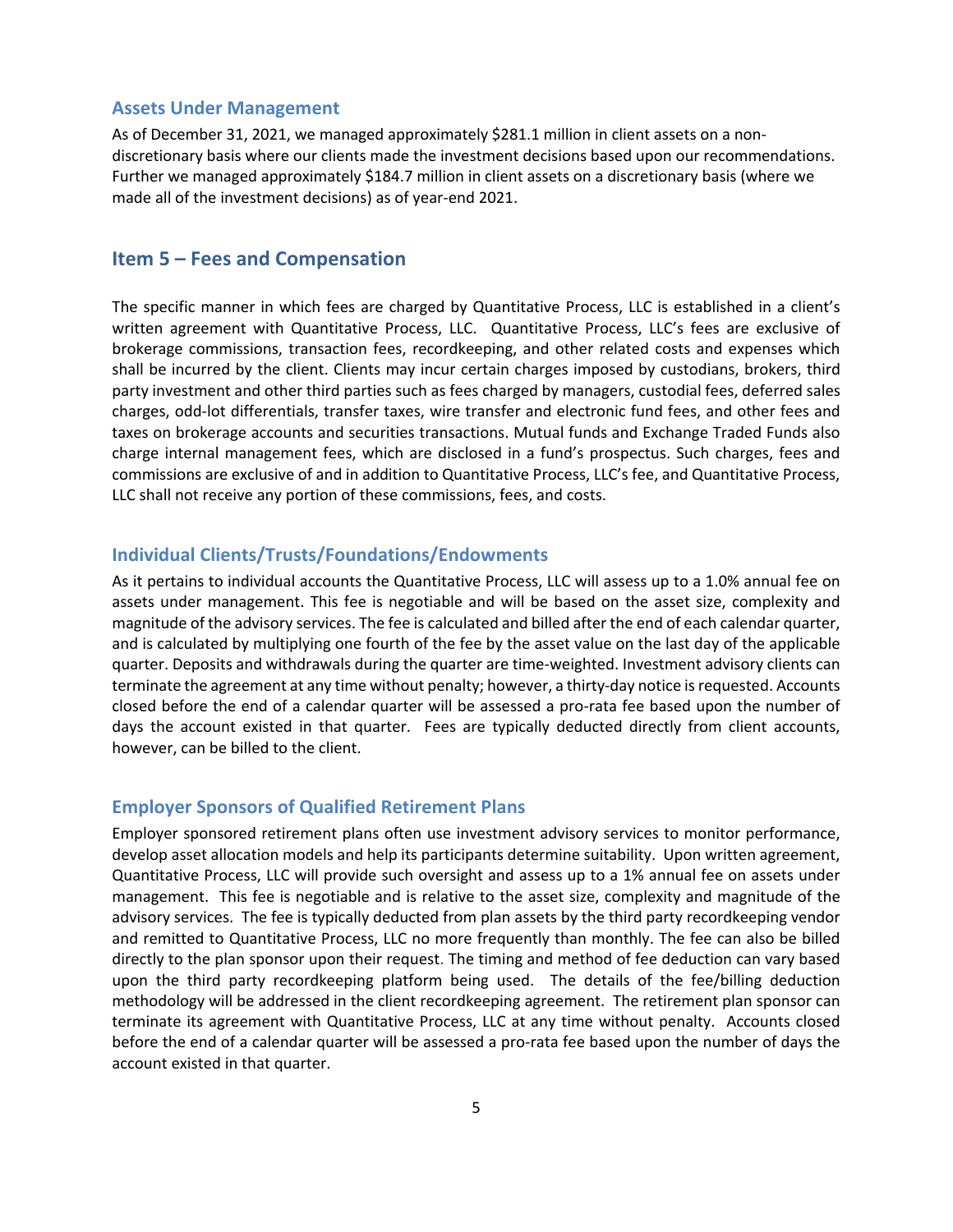### Assets Under Management

As of December 31, 2021, we managed approximately $281.1 million in client assets on a non-discretionary basis where our clients made the investment decisions based upon our recommendations. Further we managed approximately $184.7 million in client assets on a discretionary basis (where we made all of the investment decisions) as of year-end 2021.

## Item 5 – Fees and Compensation

The specific manner in which fees are charged by Quantitative Process, LLC is established in a client's written agreement with Quantitative Process, LLC. Quantitative Process, LLC's fees are exclusive of brokerage commissions, transaction fees, recordkeeping, and other related costs and expenses which shall be incurred by the client. Clients may incur certain charges imposed by custodians, brokers, third party investment and other third parties such as fees charged by managers, custodial fees, deferred sales charges, odd-lot differentials, transfer taxes, wire transfer and electronic fund fees, and other fees and taxes on brokerage accounts and securities transactions. Mutual funds and Exchange Traded Funds also charge internal management fees, which are disclosed in a fund's prospectus. Such charges, fees and commissions are exclusive of and in addition to Quantitative Process, LLC's fee, and Quantitative Process, LLC shall not receive any portion of these commissions, fees, and costs.

### Individual Clients/Trusts/Foundations/Endowments

As it pertains to individual accounts the Quantitative Process, LLC will assess up to a 1.0% annual fee on assets under management. This fee is negotiable and will be based on the asset size, complexity and magnitude of the advisory services. The fee is calculated and billed after the end of each calendar quarter, and is calculated by multiplying one fourth of the fee by the asset value on the last day of the applicable quarter. Deposits and withdrawals during the quarter are time-weighted. Investment advisory clients can terminate the agreement at any time without penalty; however, a thirty-day notice is requested. Accounts closed before the end of a calendar quarter will be assessed a pro-rata fee based upon the number of days the account existed in that quarter. Fees are typically deducted directly from client accounts, however, can be billed to the client.

### Employer Sponsors of Qualified Retirement Plans

Employer sponsored retirement plans often use investment advisory services to monitor performance, develop asset allocation models and help its participants determine suitability. Upon written agreement, Quantitative Process, LLC will provide such oversight and assess up to a 1% annual fee on assets under management. This fee is negotiable and is relative to the asset size, complexity and magnitude of the advisory services. The fee is typically deducted from plan assets by the third party recordkeeping vendor and remitted to Quantitative Process, LLC no more frequently than monthly. The fee can also be billed directly to the plan sponsor upon their request. The timing and method of fee deduction can vary based upon the third party recordkeeping platform being used. The details of the fee/billing deduction methodology will be addressed in the client recordkeeping agreement. The retirement plan sponsor can terminate its agreement with Quantitative Process, LLC at any time without penalty. Accounts closed before the end of a calendar quarter will be assessed a pro-rata fee based upon the number of days the account existed in that quarter.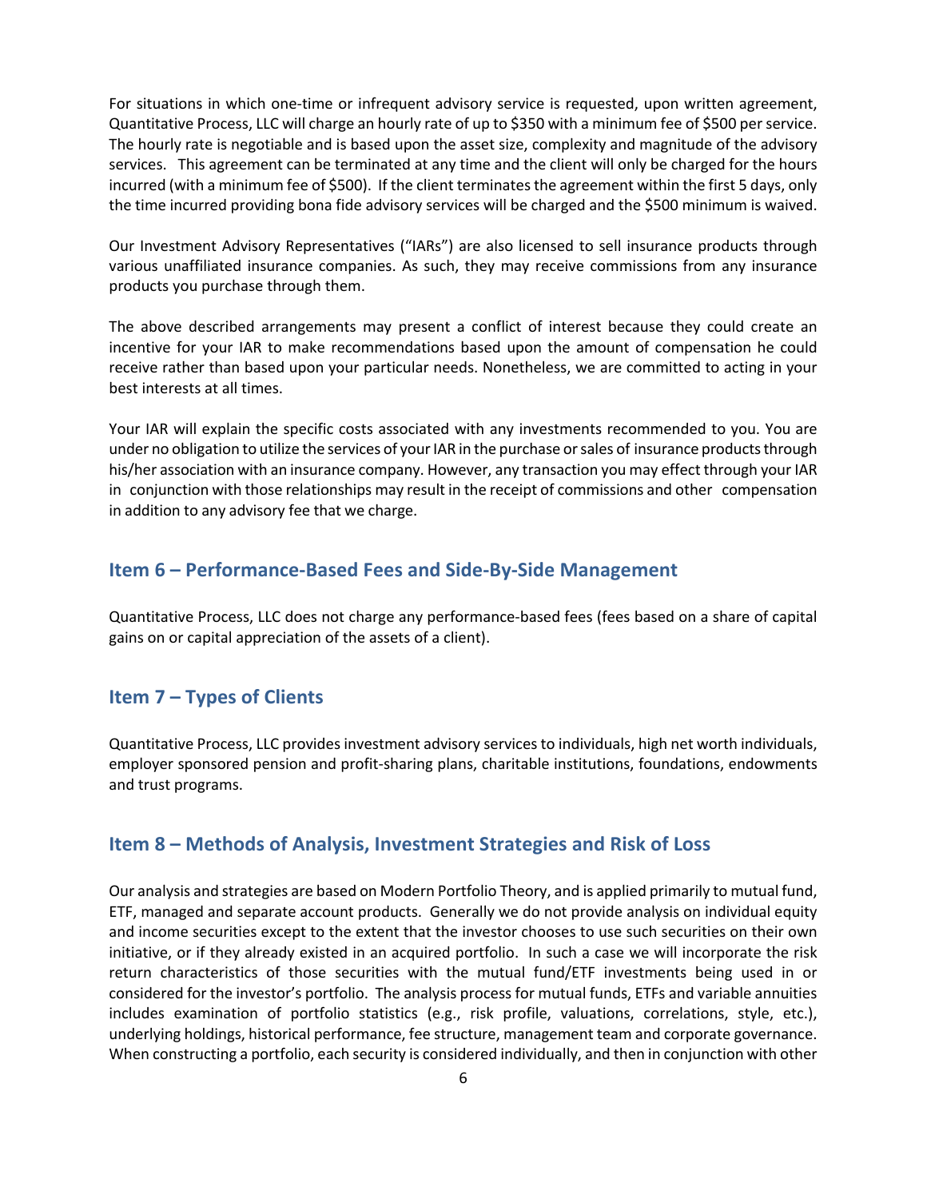For situations in which one-time or infrequent advisory service is requested, upon written agreement, Quantitative Process, LLC will charge an hourly rate of up to $350 with a minimum fee of $500 per service. The hourly rate is negotiable and is based upon the asset size, complexity and magnitude of the advisory services. This agreement can be terminated at any time and the client will only be charged for the hours incurred (with a minimum fee of $500). If the client terminates the agreement within the first 5 days, only the time incurred providing bona fide advisory services will be charged and the $500 minimum is waived.

Our Investment Advisory Representatives ("IARs") are also licensed to sell insurance products through various unaffiliated insurance companies. As such, they may receive commissions from any insurance products you purchase through them.

The above described arrangements may present a conflict of interest because they could create an incentive for your IAR to make recommendations based upon the amount of compensation he could receive rather than based upon your particular needs. Nonetheless, we are committed to acting in your best interests at all times.

Your IAR will explain the specific costs associated with any investments recommended to you. You are under no obligation to utilize the services of your IAR in the purchase or sales of insurance products through his/her association with an insurance company. However, any transaction you may effect through your IAR in conjunction with those relationships may result in the receipt of commissions and other compensation in addition to any advisory fee that we charge.

## Item 6 – Performance-Based Fees and Side-By-Side Management

Quantitative Process, LLC does not charge any performance-based fees (fees based on a share of capital gains on or capital appreciation of the assets of a client).

## Item 7 – Types of Clients

Quantitative Process, LLC provides investment advisory services to individuals, high net worth individuals, employer sponsored pension and profit-sharing plans, charitable institutions, foundations, endowments and trust programs.

## Item 8 – Methods of Analysis, Investment Strategies and Risk of Loss

Our analysis and strategies are based on Modern Portfolio Theory, and is applied primarily to mutual fund, ETF, managed and separate account products. Generally we do not provide analysis on individual equity and income securities except to the extent that the investor chooses to use such securities on their own initiative, or if they already existed in an acquired portfolio. In such a case we will incorporate the risk return characteristics of those securities with the mutual fund/ETF investments being used in or considered for the investor's portfolio. The analysis process for mutual funds, ETFs and variable annuities includes examination of portfolio statistics (e.g., risk profile, valuations, correlations, style, etc.), underlying holdings, historical performance, fee structure, management team and corporate governance. When constructing a portfolio, each security is considered individually, and then in conjunction with other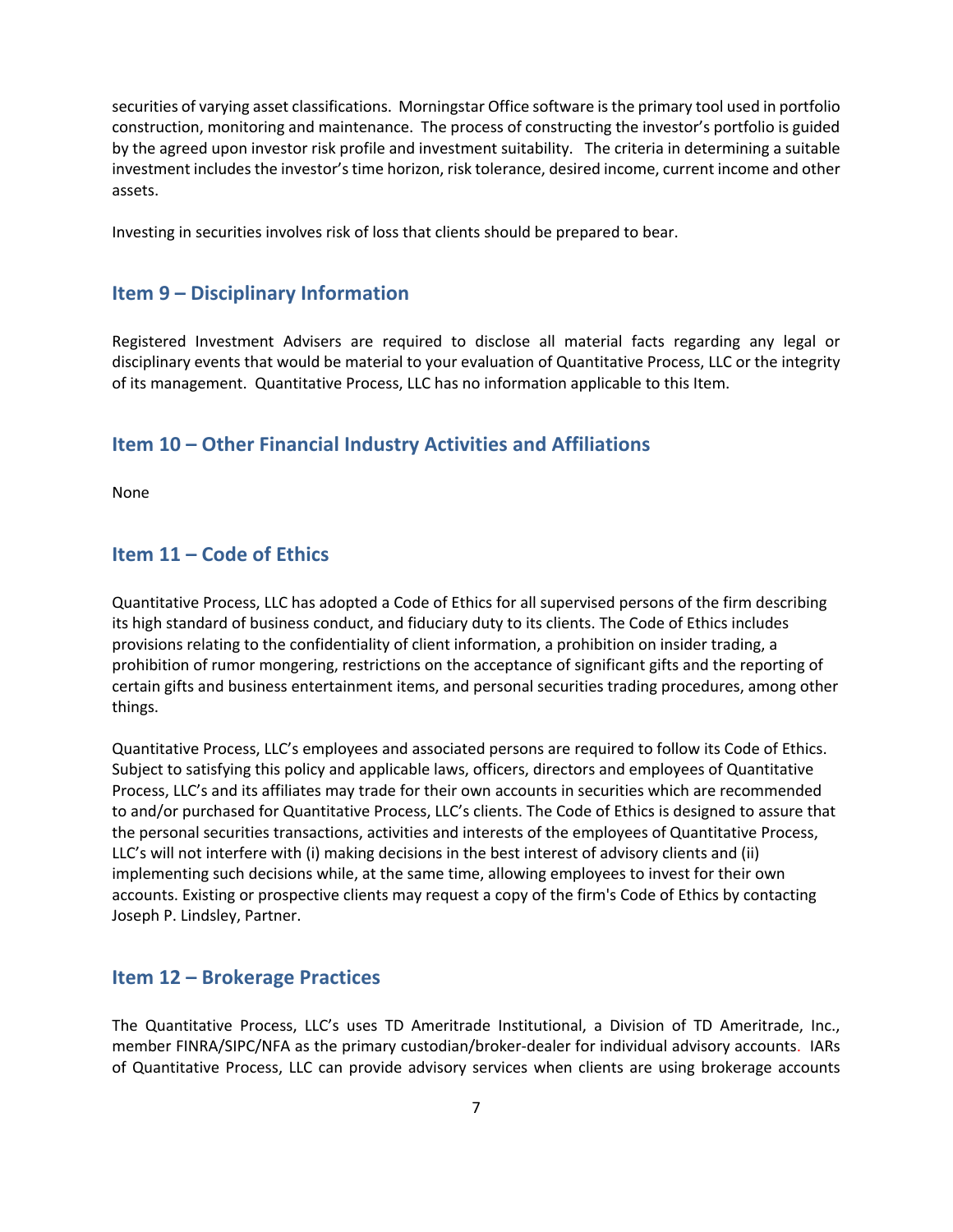securities of varying asset classifications. Morningstar Office software is the primary tool used in portfolio construction, monitoring and maintenance. The process of constructing the investor's portfolio is guided by the agreed upon investor risk profile and investment suitability. The criteria in determining a suitable investment includes the investor's time horizon, risk tolerance, desired income, current income and other assets.

Investing in securities involves risk of loss that clients should be prepared to bear.

## Item 9 – Disciplinary Information

Registered Investment Advisers are required to disclose all material facts regarding any legal or disciplinary events that would be material to your evaluation of Quantitative Process, LLC or the integrity of its management. Quantitative Process, LLC has no information applicable to this Item.

## Item 10 – Other Financial Industry Activities and Affiliations

None

## Item 11 – Code of Ethics

Quantitative Process, LLC has adopted a Code of Ethics for all supervised persons of the firm describing its high standard of business conduct, and fiduciary duty to its clients. The Code of Ethics includes provisions relating to the confidentiality of client information, a prohibition on insider trading, a prohibition of rumor mongering, restrictions on the acceptance of significant gifts and the reporting of certain gifts and business entertainment items, and personal securities trading procedures, among other things.

Quantitative Process, LLC's employees and associated persons are required to follow its Code of Ethics. Subject to satisfying this policy and applicable laws, officers, directors and employees of Quantitative Process, LLC's and its affiliates may trade for their own accounts in securities which are recommended to and/or purchased for Quantitative Process, LLC's clients. The Code of Ethics is designed to assure that the personal securities transactions, activities and interests of the employees of Quantitative Process, LLC's will not interfere with (i) making decisions in the best interest of advisory clients and (ii) implementing such decisions while, at the same time, allowing employees to invest for their own accounts. Existing or prospective clients may request a copy of the firm's Code of Ethics by contacting Joseph P. Lindsley, Partner.

## Item 12 – Brokerage Practices

The Quantitative Process, LLC's uses TD Ameritrade Institutional, a Division of TD Ameritrade, Inc., member FINRA/SIPC/NFA as the primary custodian/broker-dealer for individual advisory accounts. IARs of Quantitative Process, LLC can provide advisory services when clients are using brokerage accounts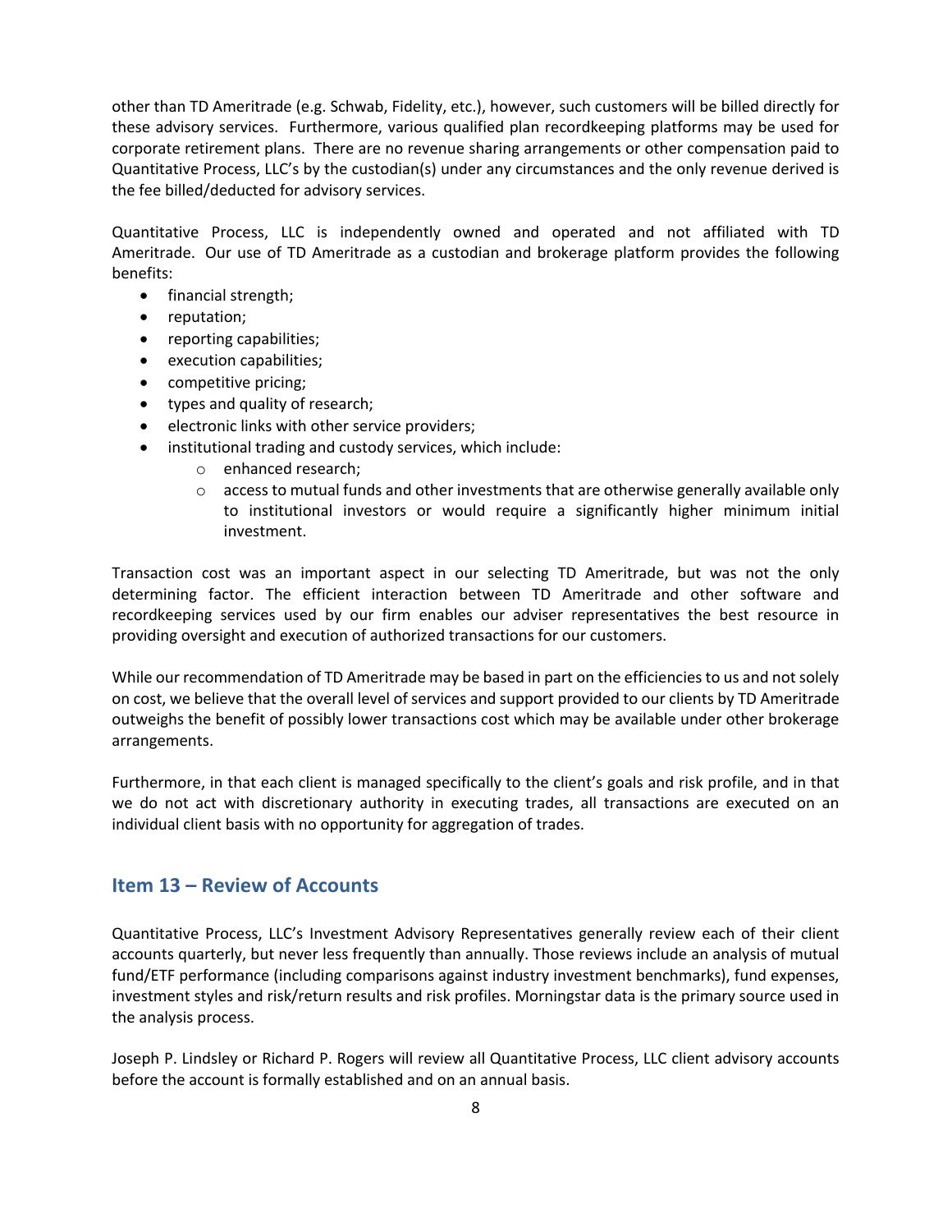other than TD Ameritrade (e.g. Schwab, Fidelity, etc.), however, such customers will be billed directly for these advisory services. Furthermore, various qualified plan recordkeeping platforms may be used for corporate retirement plans. There are no revenue sharing arrangements or other compensation paid to Quantitative Process, LLC's by the custodian(s) under any circumstances and the only revenue derived is the fee billed/deducted for advisory services.

Quantitative Process, LLC is independently owned and operated and not affiliated with TD Ameritrade. Our use of TD Ameritrade as a custodian and brokerage platform provides the following benefits:

- financial strength;
- reputation;
- reporting capabilities;
- execution capabilities;
- competitive pricing;
- types and quality of research;
- electronic links with other service providers;
- institutional trading and custody services, which include:
  - enhanced research;
  - access to mutual funds and other investments that are otherwise generally available only to institutional investors or would require a significantly higher minimum initial investment.

Transaction cost was an important aspect in our selecting TD Ameritrade, but was not the only determining factor. The efficient interaction between TD Ameritrade and other software and recordkeeping services used by our firm enables our adviser representatives the best resource in providing oversight and execution of authorized transactions for our customers.

While our recommendation of TD Ameritrade may be based in part on the efficiencies to us and not solely on cost, we believe that the overall level of services and support provided to our clients by TD Ameritrade outweighs the benefit of possibly lower transactions cost which may be available under other brokerage arrangements.

Furthermore, in that each client is managed specifically to the client's goals and risk profile, and in that we do not act with discretionary authority in executing trades, all transactions are executed on an individual client basis with no opportunity for aggregation of trades.

## Item 13 – Review of Accounts

Quantitative Process, LLC's Investment Advisory Representatives generally review each of their client accounts quarterly, but never less frequently than annually. Those reviews include an analysis of mutual fund/ETF performance (including comparisons against industry investment benchmarks), fund expenses, investment styles and risk/return results and risk profiles. Morningstar data is the primary source used in the analysis process.

Joseph P. Lindsley or Richard P. Rogers will review all Quantitative Process, LLC client advisory accounts before the account is formally established and on an annual basis.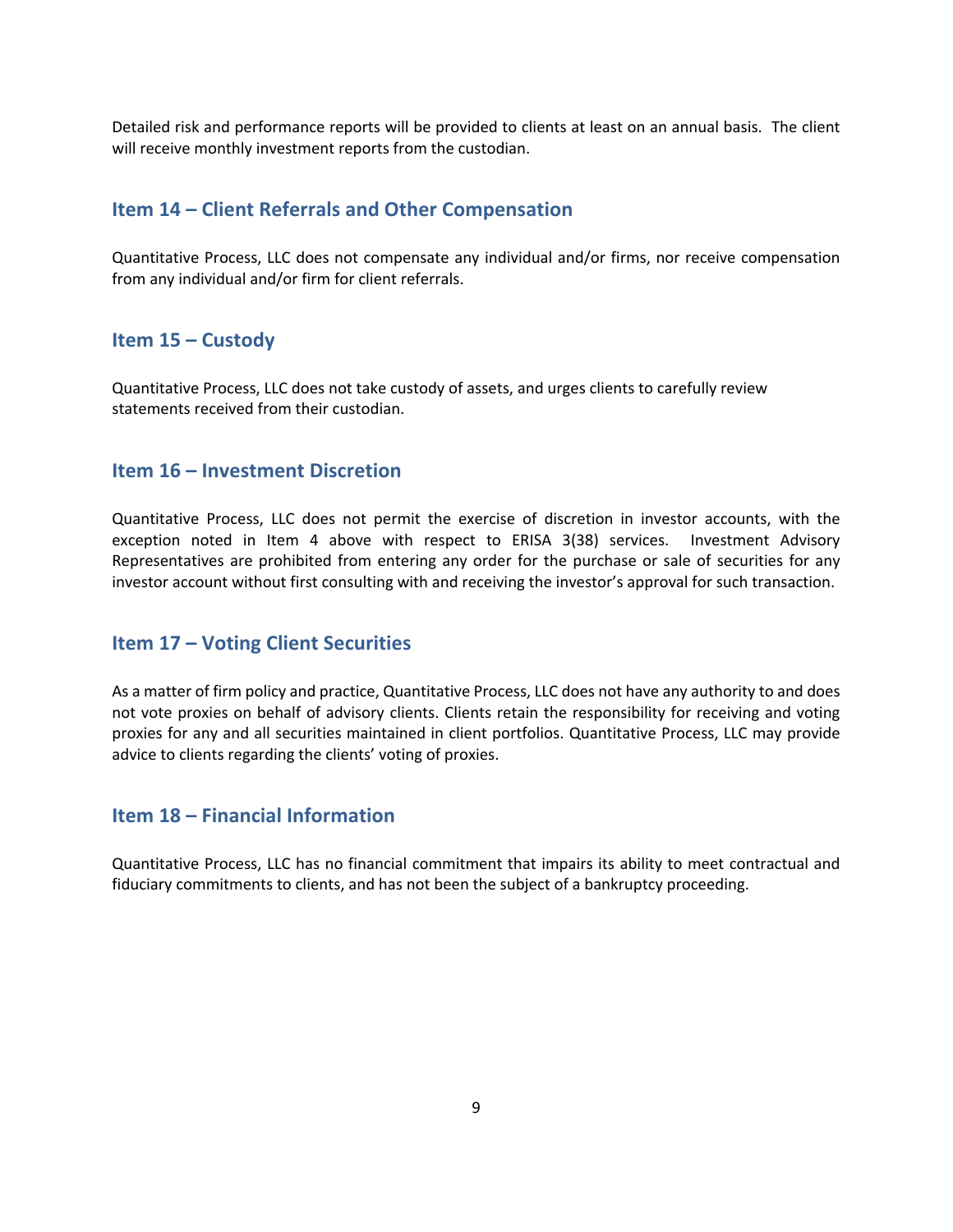Detailed risk and performance reports will be provided to clients at least on an annual basis. The client will receive monthly investment reports from the custodian.

## Item 14 – Client Referrals and Other Compensation

Quantitative Process, LLC does not compensate any individual and/or firms, nor receive compensation from any individual and/or firm for client referrals.

## Item 15 – Custody

Quantitative Process, LLC does not take custody of assets, and urges clients to carefully review statements received from their custodian.

## Item 16 – Investment Discretion

Quantitative Process, LLC does not permit the exercise of discretion in investor accounts, with the exception noted in Item 4 above with respect to ERISA 3(38) services. Investment Advisory Representatives are prohibited from entering any order for the purchase or sale of securities for any investor account without first consulting with and receiving the investor's approval for such transaction.

## Item 17 – Voting Client Securities

As a matter of firm policy and practice, Quantitative Process, LLC does not have any authority to and does not vote proxies on behalf of advisory clients. Clients retain the responsibility for receiving and voting proxies for any and all securities maintained in client portfolios. Quantitative Process, LLC may provide advice to clients regarding the clients' voting of proxies.

## Item 18 – Financial Information

Quantitative Process, LLC has no financial commitment that impairs its ability to meet contractual and fiduciary commitments to clients, and has not been the subject of a bankruptcy proceeding.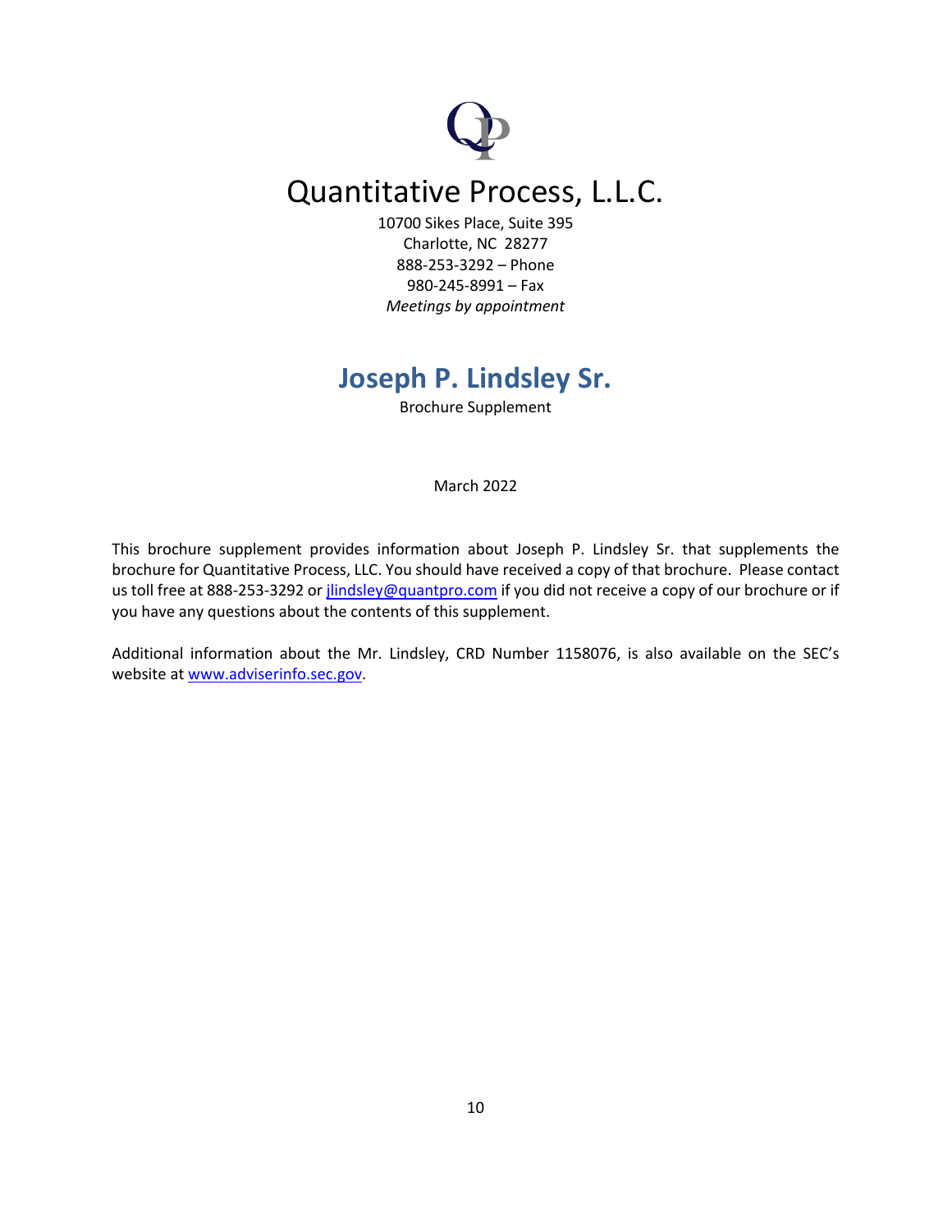# Quantitative Process, L.L.C.

10700 Sikes Place, Suite 395
Charlotte, NC 28277
888-253-3292 – Phone
980-245-8991 – Fax
*Meetings by appointment*

## Joseph P. Lindsley Sr.

Brochure Supplement

March 2022

This brochure supplement provides information about Joseph P. Lindsley Sr. that supplements the brochure for Quantitative Process, LLC. You should have received a copy of that brochure. Please contact us toll free at 888-253-3292 or [jlindsley@quantpro.com](mailto:jlindsley@quantpro.com) if you did not receive a copy of our brochure or if you have any questions about the contents of this supplement.

Additional information about the Mr. Lindsley, CRD Number 1158076, is also available on the SEC's website at [www.adviserinfo.sec.gov](http://www.adviserinfo.sec.gov).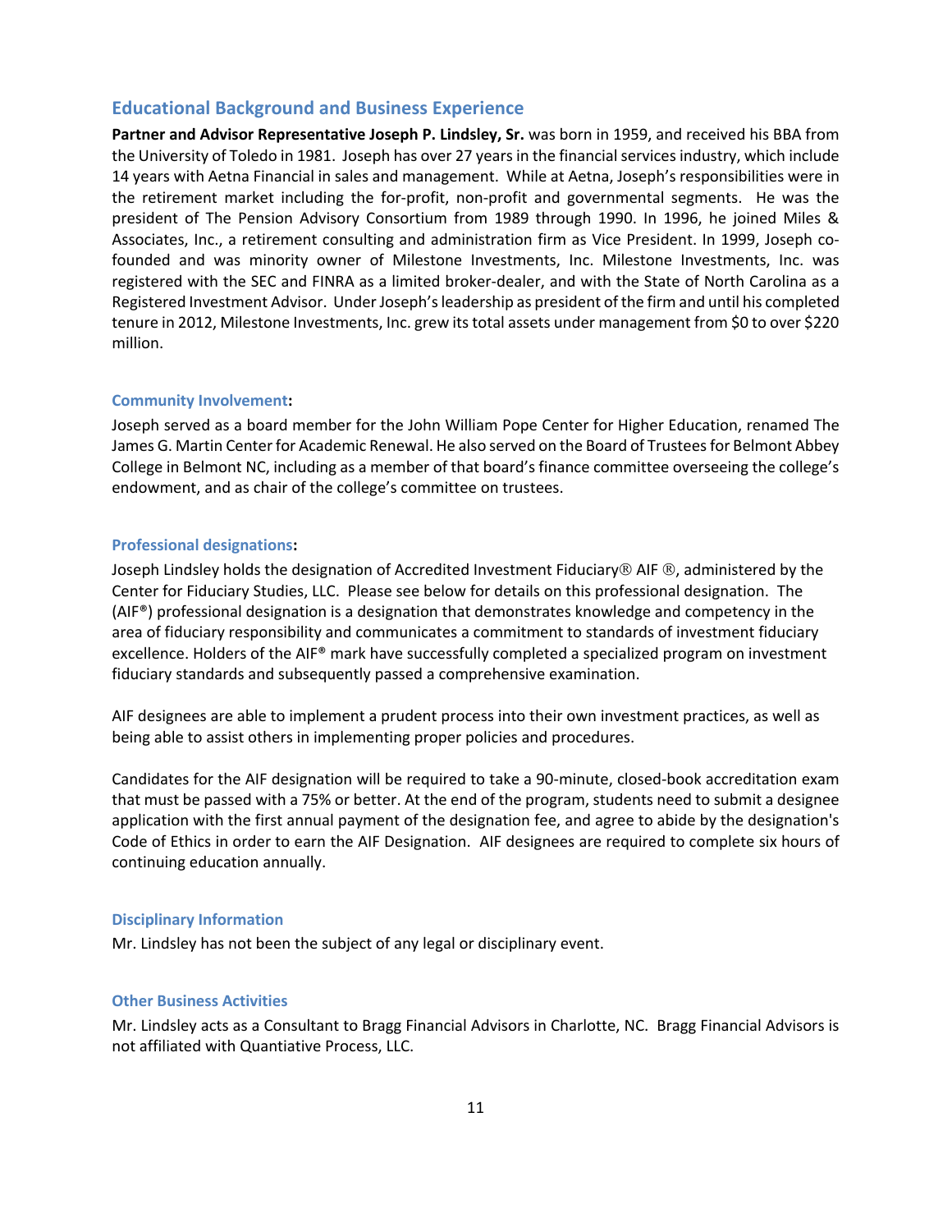## Educational Background and Business Experience

**Partner and Advisor Representative Joseph P. Lindsley, Sr.** was born in 1959, and received his BBA from the University of Toledo in 1981. Joseph has over 27 years in the financial services industry, which include 14 years with Aetna Financial in sales and management. While at Aetna, Joseph's responsibilities were in the retirement market including the for-profit, non-profit and governmental segments. He was the president of The Pension Advisory Consortium from 1989 through 1990. In 1996, he joined Miles & Associates, Inc., a retirement consulting and administration firm as Vice President. In 1999, Joseph co-founded and was minority owner of Milestone Investments, Inc. Milestone Investments, Inc. was registered with the SEC and FINRA as a limited broker-dealer, and with the State of North Carolina as a Registered Investment Advisor. Under Joseph's leadership as president of the firm and until his completed tenure in 2012, Milestone Investments, Inc. grew its total assets under management from $0 to over $220 million.

### Community Involvement:

Joseph served as a board member for the John William Pope Center for Higher Education, renamed The James G. Martin Center for Academic Renewal. He also served on the Board of Trustees for Belmont Abbey College in Belmont NC, including as a member of that board's finance committee overseeing the college's endowment, and as chair of the college's committee on trustees.

### Professional designations:

Joseph Lindsley holds the designation of Accredited Investment Fiduciary® AIF ®, administered by the Center for Fiduciary Studies, LLC. Please see below for details on this professional designation. The (AIF®) professional designation is a designation that demonstrates knowledge and competency in the area of fiduciary responsibility and communicates a commitment to standards of investment fiduciary excellence. Holders of the AIF® mark have successfully completed a specialized program on investment fiduciary standards and subsequently passed a comprehensive examination.

AIF designees are able to implement a prudent process into their own investment practices, as well as being able to assist others in implementing proper policies and procedures.

Candidates for the AIF designation will be required to take a 90-minute, closed-book accreditation exam that must be passed with a 75% or better. At the end of the program, students need to submit a designee application with the first annual payment of the designation fee, and agree to abide by the designation's Code of Ethics in order to earn the AIF Designation. AIF designees are required to complete six hours of continuing education annually.

### Disciplinary Information

Mr. Lindsley has not been the subject of any legal or disciplinary event.

### Other Business Activities

Mr. Lindsley acts as a Consultant to Bragg Financial Advisors in Charlotte, NC. Bragg Financial Advisors is not affiliated with Quantiative Process, LLC.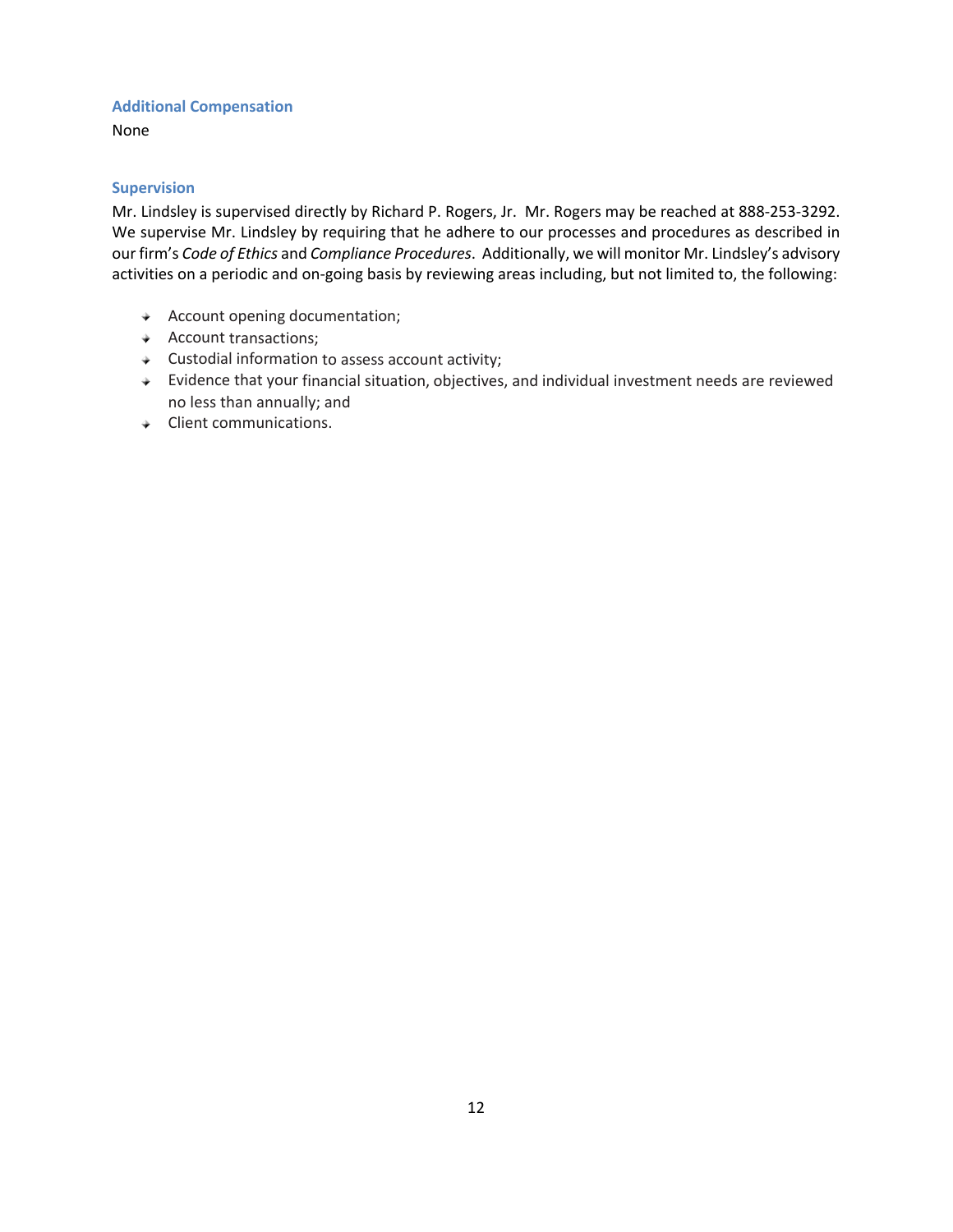### Additional Compensation

None

### Supervision

Mr. Lindsley is supervised directly by Richard P. Rogers, Jr. Mr. Rogers may be reached at 888-253-3292. We supervise Mr. Lindsley by requiring that he adhere to our processes and procedures as described in our firm's *Code of Ethics* and *Compliance Procedures*. Additionally, we will monitor Mr. Lindsley's advisory activities on a periodic and on-going basis by reviewing areas including, but not limited to, the following:

- Account opening documentation;
- Account transactions;
- Custodial information to assess account activity;
- Evidence that your financial situation, objectives, and individual investment needs are reviewed no less than annually; and
- Client communications.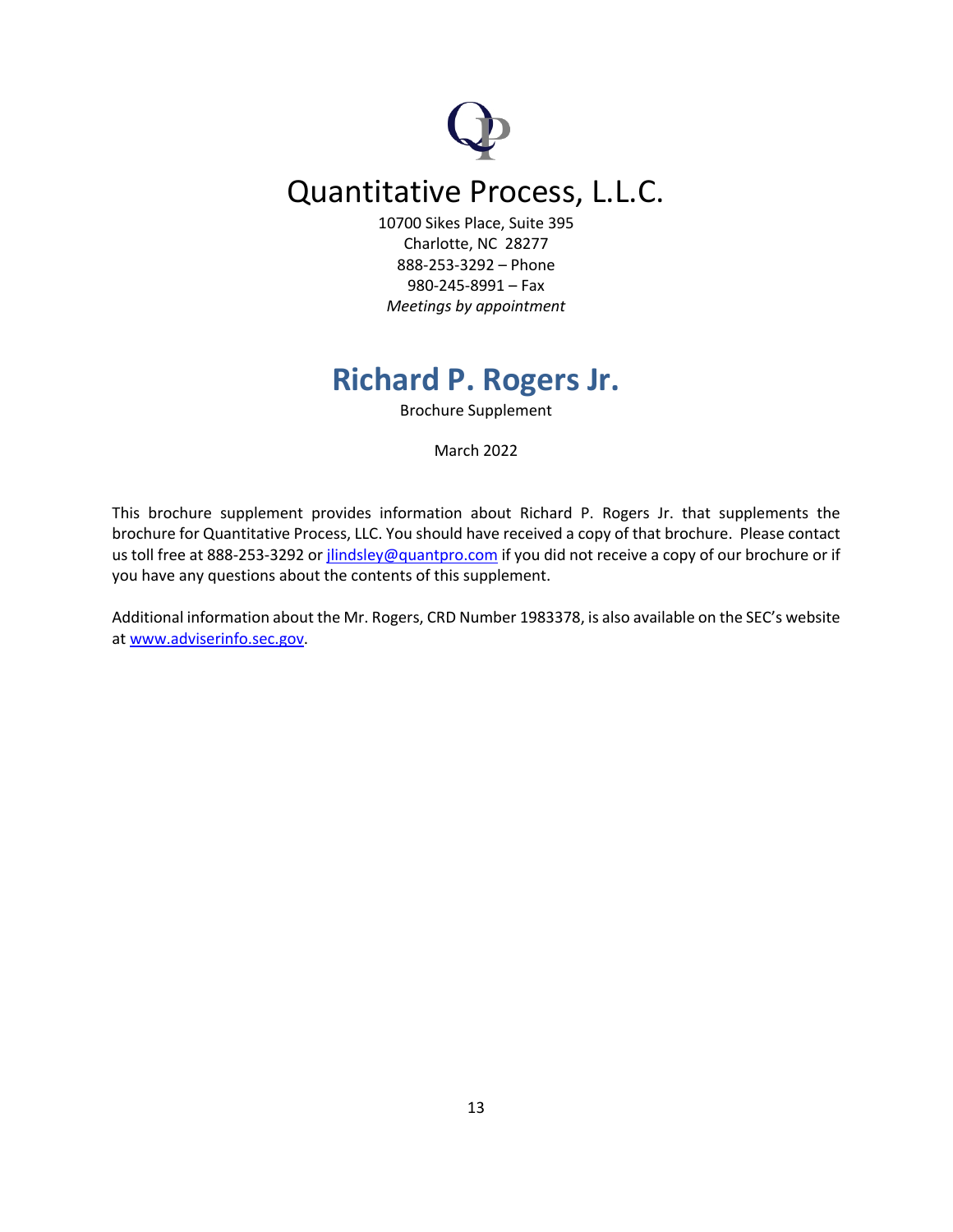# Quantitative Process, L.L.C.

10700 Sikes Place, Suite 395
Charlotte, NC 28277
888-253-3292 – Phone
980-245-8991 – Fax
*Meetings by appointment*

## Richard P. Rogers Jr.

Brochure Supplement

March 2022

This brochure supplement provides information about Richard P. Rogers Jr. that supplements the brochure for Quantitative Process, LLC. You should have received a copy of that brochure. Please contact us toll free at 888-253-3292 or jlindsley@quantpro.com if you did not receive a copy of our brochure or if you have any questions about the contents of this supplement.

Additional information about the Mr. Rogers, CRD Number 1983378, is also available on the SEC's website at www.adviserinfo.sec.gov.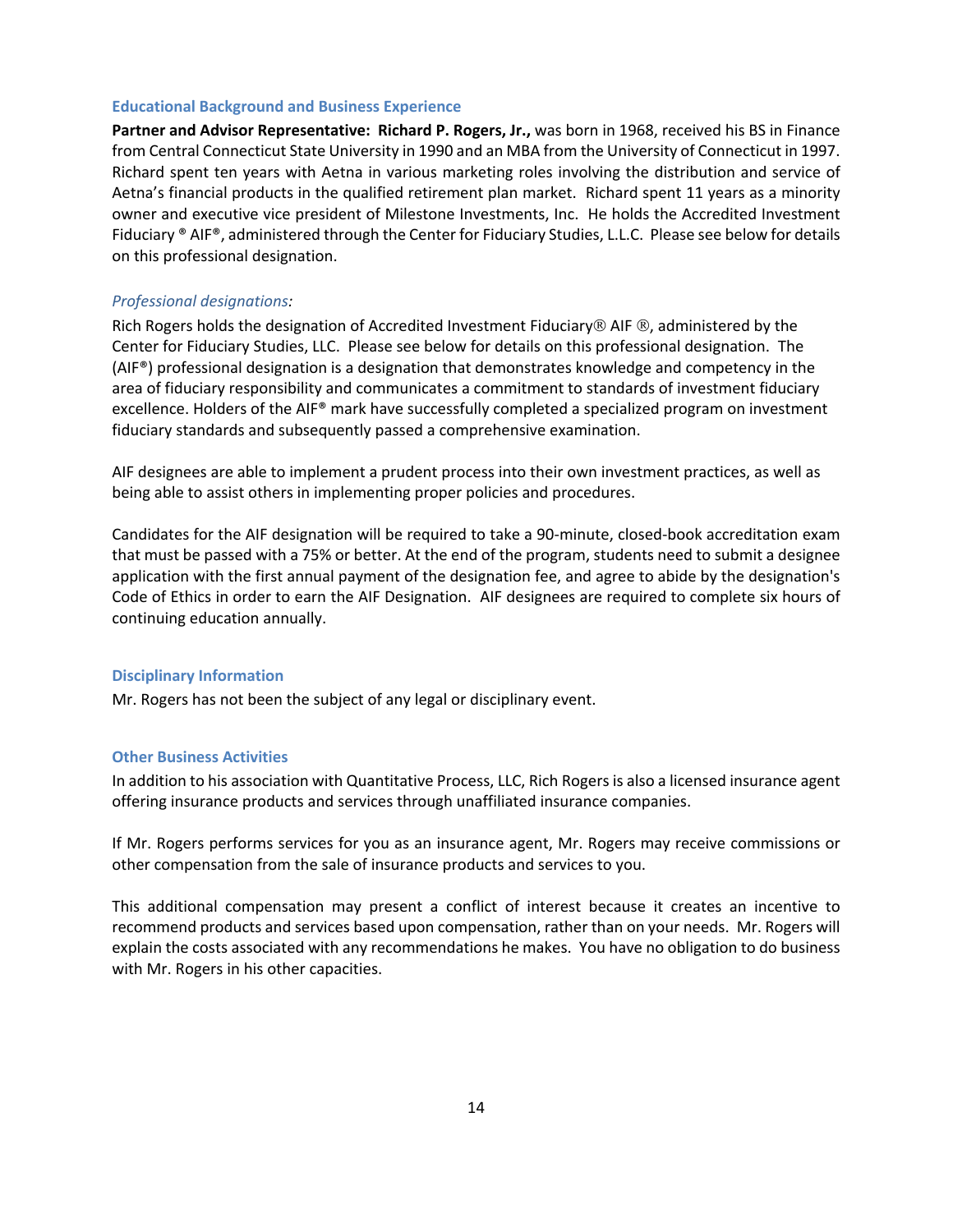### Educational Background and Business Experience

**Partner and Advisor Representative: Richard P. Rogers, Jr.,** was born in 1968, received his BS in Finance from Central Connecticut State University in 1990 and an MBA from the University of Connecticut in 1997. Richard spent ten years with Aetna in various marketing roles involving the distribution and service of Aetna's financial products in the qualified retirement plan market. Richard spent 11 years as a minority owner and executive vice president of Milestone Investments, Inc. He holds the Accredited Investment Fiduciary ® AIF®, administered through the Center for Fiduciary Studies, L.L.C. Please see below for details on this professional designation.

*Professional designations:*

Rich Rogers holds the designation of Accredited Investment Fiduciary® AIF ®, administered by the Center for Fiduciary Studies, LLC. Please see below for details on this professional designation. The (AIF®) professional designation is a designation that demonstrates knowledge and competency in the area of fiduciary responsibility and communicates a commitment to standards of investment fiduciary excellence. Holders of the AIF® mark have successfully completed a specialized program on investment fiduciary standards and subsequently passed a comprehensive examination.

AIF designees are able to implement a prudent process into their own investment practices, as well as being able to assist others in implementing proper policies and procedures.

Candidates for the AIF designation will be required to take a 90-minute, closed-book accreditation exam that must be passed with a 75% or better. At the end of the program, students need to submit a designee application with the first annual payment of the designation fee, and agree to abide by the designation's Code of Ethics in order to earn the AIF Designation. AIF designees are required to complete six hours of continuing education annually.

### Disciplinary Information

Mr. Rogers has not been the subject of any legal or disciplinary event.

### Other Business Activities

In addition to his association with Quantitative Process, LLC, Rich Rogers is also a licensed insurance agent offering insurance products and services through unaffiliated insurance companies.

If Mr. Rogers performs services for you as an insurance agent, Mr. Rogers may receive commissions or other compensation from the sale of insurance products and services to you.

This additional compensation may present a conflict of interest because it creates an incentive to recommend products and services based upon compensation, rather than on your needs. Mr. Rogers will explain the costs associated with any recommendations he makes. You have no obligation to do business with Mr. Rogers in his other capacities.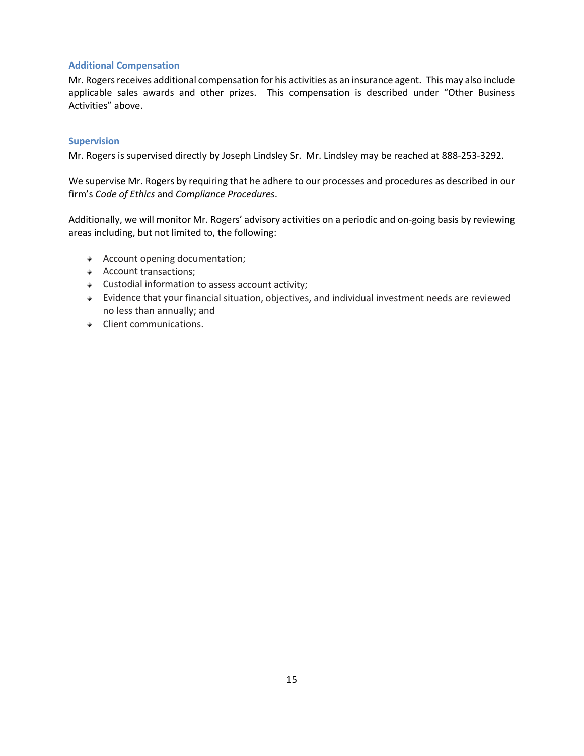### Additional Compensation

Mr. Rogers receives additional compensation for his activities as an insurance agent. This may also include applicable sales awards and other prizes. This compensation is described under "Other Business Activities" above.

### Supervision

Mr. Rogers is supervised directly by Joseph Lindsley Sr. Mr. Lindsley may be reached at 888-253-3292.

We supervise Mr. Rogers by requiring that he adhere to our processes and procedures as described in our firm's *Code of Ethics* and *Compliance Procedures*.

Additionally, we will monitor Mr. Rogers' advisory activities on a periodic and on-going basis by reviewing areas including, but not limited to, the following:

- Account opening documentation;
- Account transactions;
- Custodial information to assess account activity;
- Evidence that your financial situation, objectives, and individual investment needs are reviewed no less than annually; and
- Client communications.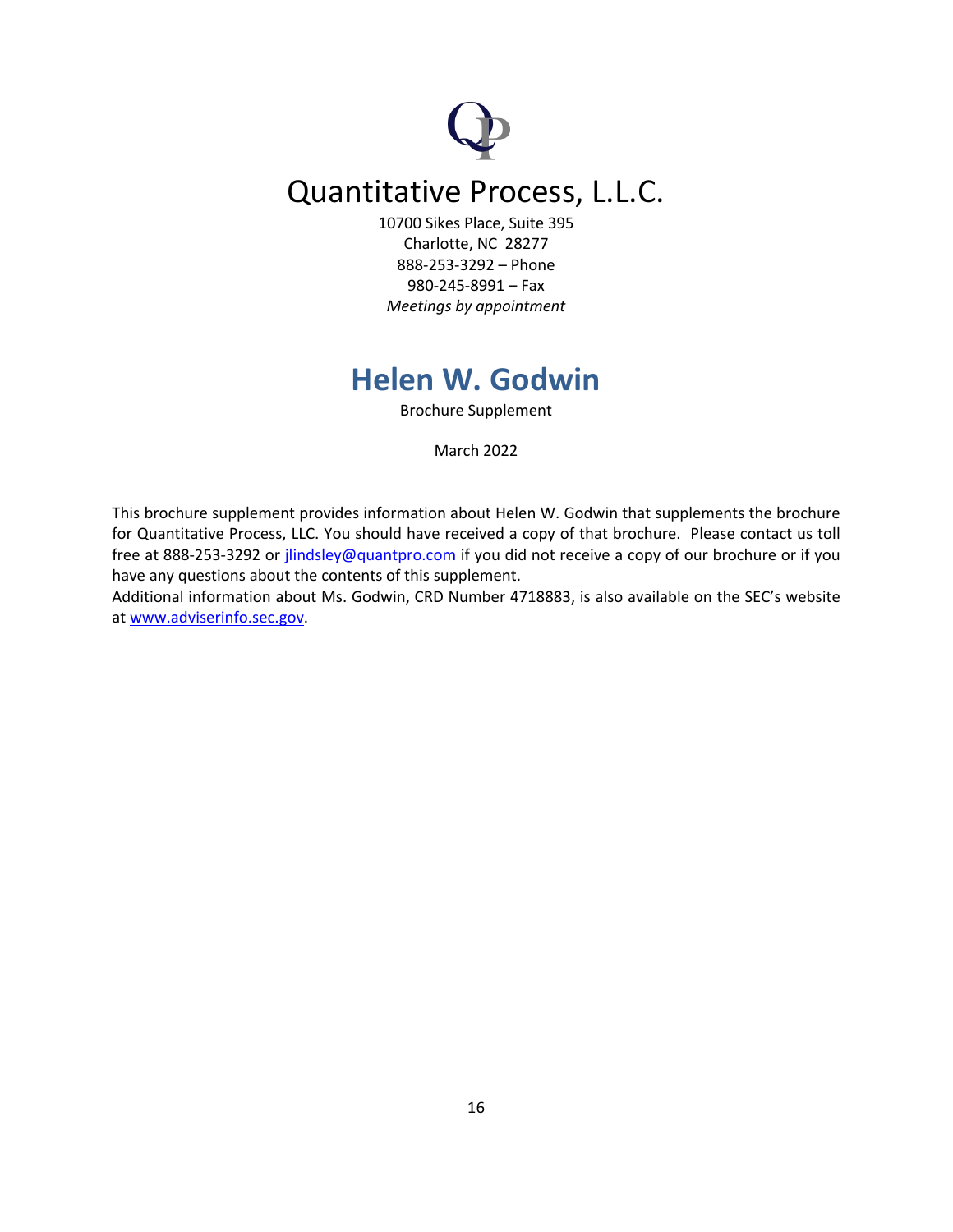# Quantitative Process, L.L.C.

10700 Sikes Place, Suite 395
Charlotte, NC 28277
888-253-3292 – Phone
980-245-8991 – Fax
*Meetings by appointment*

## Helen W. Godwin

Brochure Supplement

March 2022

This brochure supplement provides information about Helen W. Godwin that supplements the brochure for Quantitative Process, LLC. You should have received a copy of that brochure. Please contact us toll free at 888-253-3292 or jlindsley@quantpro.com if you did not receive a copy of our brochure or if you have any questions about the contents of this supplement.

Additional information about Ms. Godwin, CRD Number 4718883, is also available on the SEC's website at www.adviserinfo.sec.gov.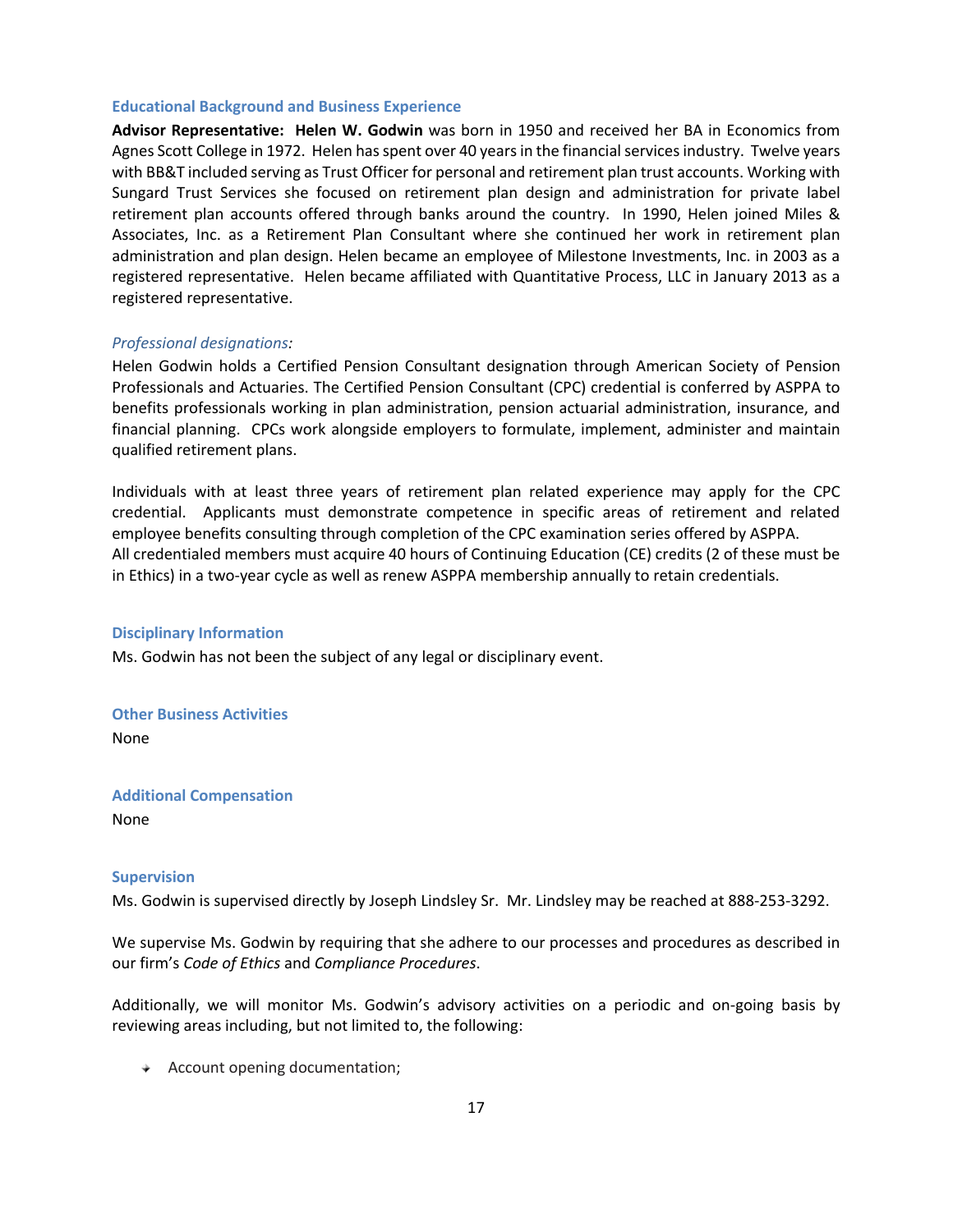### Educational Background and Business Experience

**Advisor Representative: Helen W. Godwin** was born in 1950 and received her BA in Economics from Agnes Scott College in 1972. Helen has spent over 40 years in the financial services industry. Twelve years with BB&T included serving as Trust Officer for personal and retirement plan trust accounts. Working with Sungard Trust Services she focused on retirement plan design and administration for private label retirement plan accounts offered through banks around the country. In 1990, Helen joined Miles & Associates, Inc. as a Retirement Plan Consultant where she continued her work in retirement plan administration and plan design. Helen became an employee of Milestone Investments, Inc. in 2003 as a registered representative. Helen became affiliated with Quantitative Process, LLC in January 2013 as a registered representative.

*Professional designations:*

Helen Godwin holds a Certified Pension Consultant designation through American Society of Pension Professionals and Actuaries. The Certified Pension Consultant (CPC) credential is conferred by ASPPA to benefits professionals working in plan administration, pension actuarial administration, insurance, and financial planning. CPCs work alongside employers to formulate, implement, administer and maintain qualified retirement plans.

Individuals with at least three years of retirement plan related experience may apply for the CPC credential. Applicants must demonstrate competence in specific areas of retirement and related employee benefits consulting through completion of the CPC examination series offered by ASPPA.
All credentialed members must acquire 40 hours of Continuing Education (CE) credits (2 of these must be in Ethics) in a two-year cycle as well as renew ASPPA membership annually to retain credentials.

### Disciplinary Information

Ms. Godwin has not been the subject of any legal or disciplinary event.

### Other Business Activities

None

### Additional Compensation

None

### Supervision

Ms. Godwin is supervised directly by Joseph Lindsley Sr. Mr. Lindsley may be reached at 888-253-3292.

We supervise Ms. Godwin by requiring that she adhere to our processes and procedures as described in our firm's *Code of Ethics* and *Compliance Procedures*.

Additionally, we will monitor Ms. Godwin's advisory activities on a periodic and on-going basis by reviewing areas including, but not limited to, the following:

- Account opening documentation;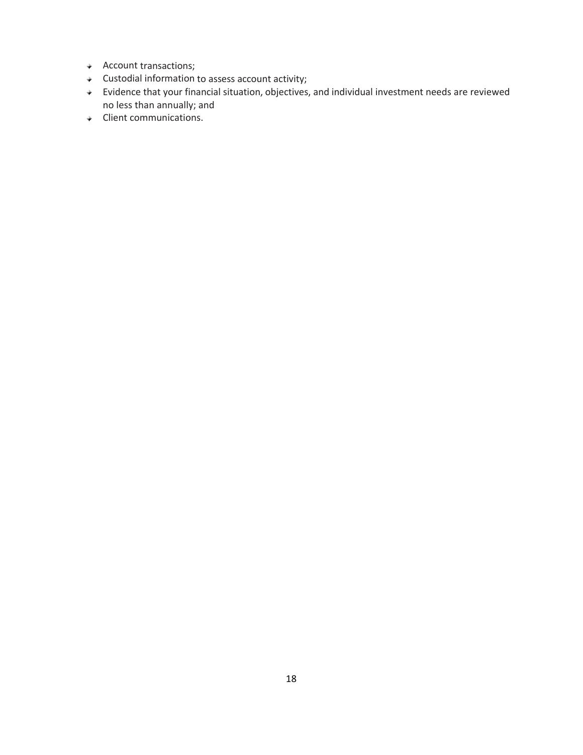- Account transactions;
- Custodial information to assess account activity;
- Evidence that your financial situation, objectives, and individual investment needs are reviewed no less than annually; and
- Client communications.